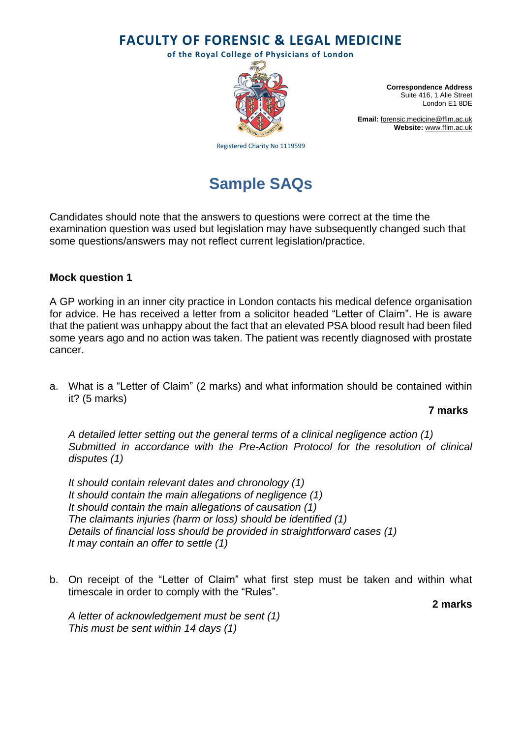# FACULTY OF FORENSIC & LEGAL MEDICINE

**of the Royal College of Physicians of London**

**Correspondence Address**
Suite 416, 1 Alie Street
London E1 8DE

**Email:** forensic.medicine@fflm.ac.uk
**Website:** www.fflm.ac.uk

Registered Charity No 1119599

## Sample SAQs

Candidates should note that the answers to questions were correct at the time the examination question was used but legislation may have subsequently changed such that some questions/answers may not reflect current legislation/practice.

### Mock question 1

A GP working in an inner city practice in London contacts his medical defence organisation for advice. He has received a letter from a solicitor headed "Letter of Claim". He is aware that the patient was unhappy about the fact that an elevated PSA blood result had been filed some years ago and no action was taken. The patient was recently diagnosed with prostate cancer.

a. What is a "Letter of Claim" (2 marks) and what information should be contained within it? (5 marks)

**7 marks**

*A detailed letter setting out the general terms of a clinical negligence action (1)*
*Submitted in accordance with the Pre-Action Protocol for the resolution of clinical disputes (1)*

*It should contain relevant dates and chronology (1)*
*It should contain the main allegations of negligence (1)*
*It should contain the main allegations of causation (1)*
*The claimants injuries (harm or loss) should be identified (1)*
*Details of financial loss should be provided in straightforward cases (1)*
*It may contain an offer to settle (1)*

b. On receipt of the "Letter of Claim" what first step must be taken and within what timescale in order to comply with the "Rules".

**2 marks**

*A letter of acknowledgement must be sent (1)*
*This must be sent within 14 days (1)*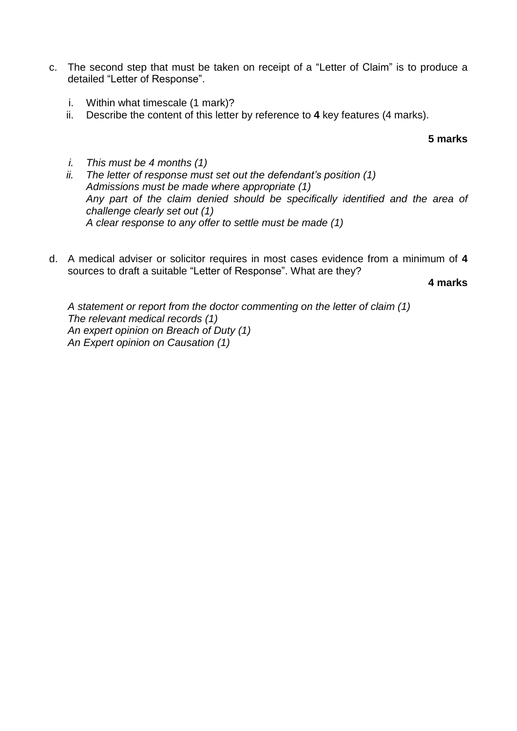c. The second step that must be taken on receipt of a "Letter of Claim" is to produce a detailed "Letter of Response".

   i. Within what timescale (1 mark)?
   ii. Describe the content of this letter by reference to **4** key features (4 marks).

**5 marks**

   *i. This must be 4 months (1)*
   *ii. The letter of response must set out the defendant's position (1)*
   *Admissions must be made where appropriate (1)*
   *Any part of the claim denied should be specifically identified and the area of challenge clearly set out (1)*
   *A clear response to any offer to settle must be made (1)*

d. A medical adviser or solicitor requires in most cases evidence from a minimum of **4** sources to draft a suitable "Letter of Response". What are they?

**4 marks**

*A statement or report from the doctor commenting on the letter of claim (1)*
*The relevant medical records (1)*
*An expert opinion on Breach of Duty (1)*
*An Expert opinion on Causation (1)*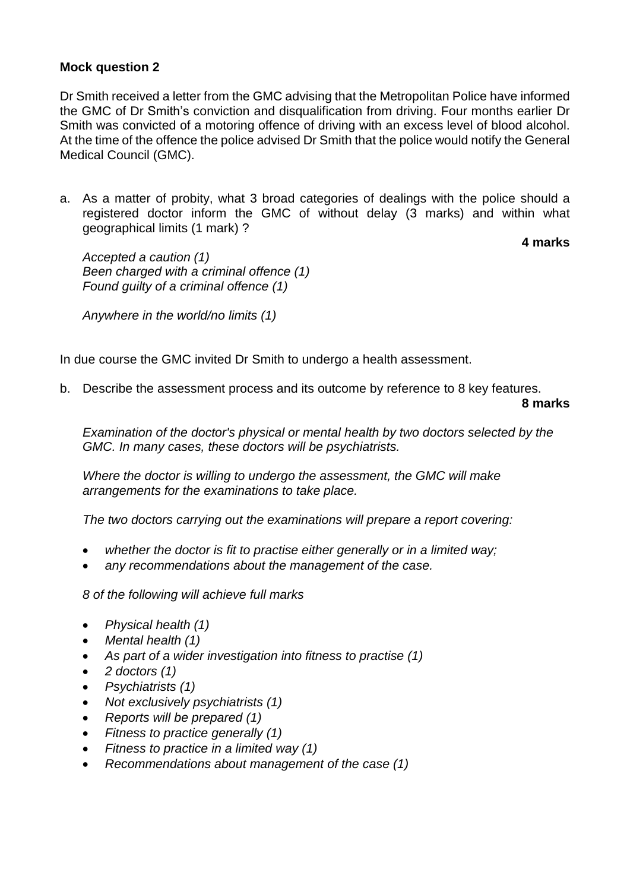**Mock question 2**

Dr Smith received a letter from the GMC advising that the Metropolitan Police have informed the GMC of Dr Smith's conviction and disqualification from driving. Four months earlier Dr Smith was convicted of a motoring offence of driving with an excess level of blood alcohol. At the time of the offence the police advised Dr Smith that the police would notify the General Medical Council (GMC).

a. As a matter of probity, what 3 broad categories of dealings with the police should a registered doctor inform the GMC of without delay (3 marks) and within what geographical limits (1 mark) ?

**4 marks**

*Accepted a caution (1)*
*Been charged with a criminal offence (1)*
*Found guilty of a criminal offence (1)*

*Anywhere in the world/no limits (1)*

In due course the GMC invited Dr Smith to undergo a health assessment.

b. Describe the assessment process and its outcome by reference to 8 key features.

**8 marks**

*Examination of the doctor's physical or mental health by two doctors selected by the GMC. In many cases, these doctors will be psychiatrists.*

*Where the doctor is willing to undergo the assessment, the GMC will make arrangements for the examinations to take place.*

*The two doctors carrying out the examinations will prepare a report covering:*

- *whether the doctor is fit to practise either generally or in a limited way;*
- *any recommendations about the management of the case.*

*8 of the following will achieve full marks*

- *Physical health (1)*
- *Mental health (1)*
- *As part of a wider investigation into fitness to practise (1)*
- *2 doctors (1)*
- *Psychiatrists (1)*
- *Not exclusively psychiatrists (1)*
- *Reports will be prepared (1)*
- *Fitness to practice generally (1)*
- *Fitness to practice in a limited way (1)*
- *Recommendations about management of the case (1)*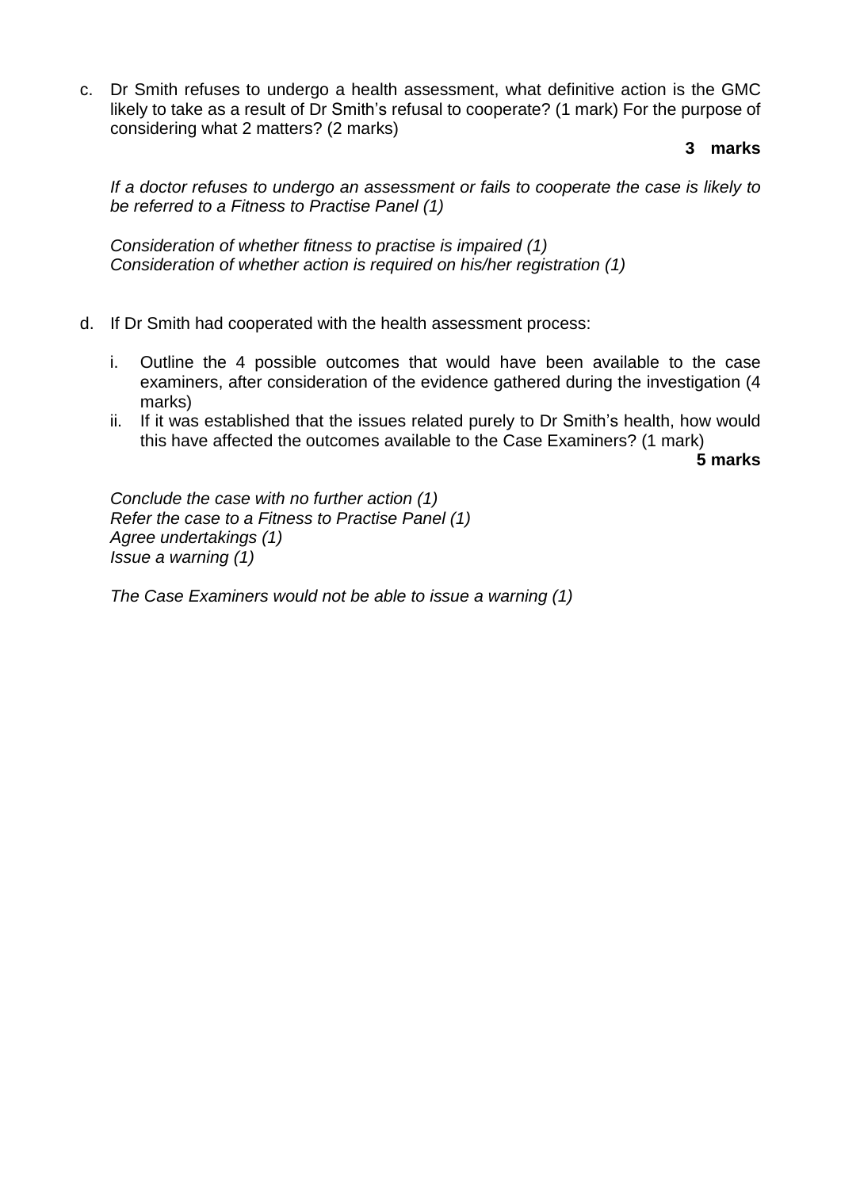c. Dr Smith refuses to undergo a health assessment, what definitive action is the GMC likely to take as a result of Dr Smith's refusal to cooperate? (1 mark) For the purpose of considering what 2 matters? (2 marks)

**3 marks**

*If a doctor refuses to undergo an assessment or fails to cooperate the case is likely to be referred to a Fitness to Practise Panel (1)*

*Consideration of whether fitness to practise is impaired (1)*
*Consideration of whether action is required on his/her registration (1)*

d. If Dr Smith had cooperated with the health assessment process:

   i. Outline the 4 possible outcomes that would have been available to the case examiners, after consideration of the evidence gathered during the investigation (4 marks)
   ii. If it was established that the issues related purely to Dr Smith's health, how would this have affected the outcomes available to the Case Examiners? (1 mark)

**5 marks**

*Conclude the case with no further action (1)*
*Refer the case to a Fitness to Practise Panel (1)*
*Agree undertakings (1)*
*Issue a warning (1)*

*The Case Examiners would not be able to issue a warning (1)*